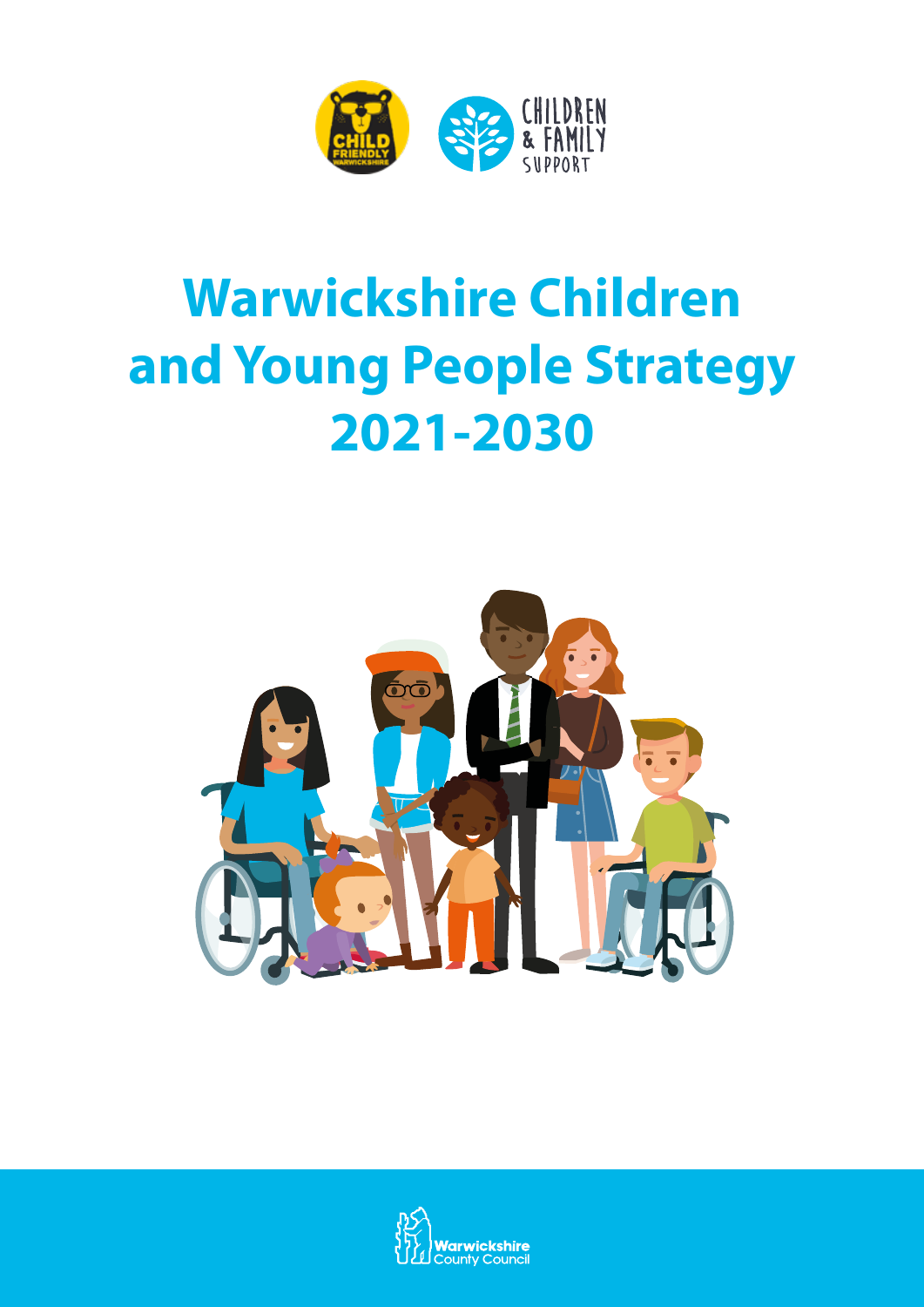# Warwickshire Children and Young People Strategy 2021-2030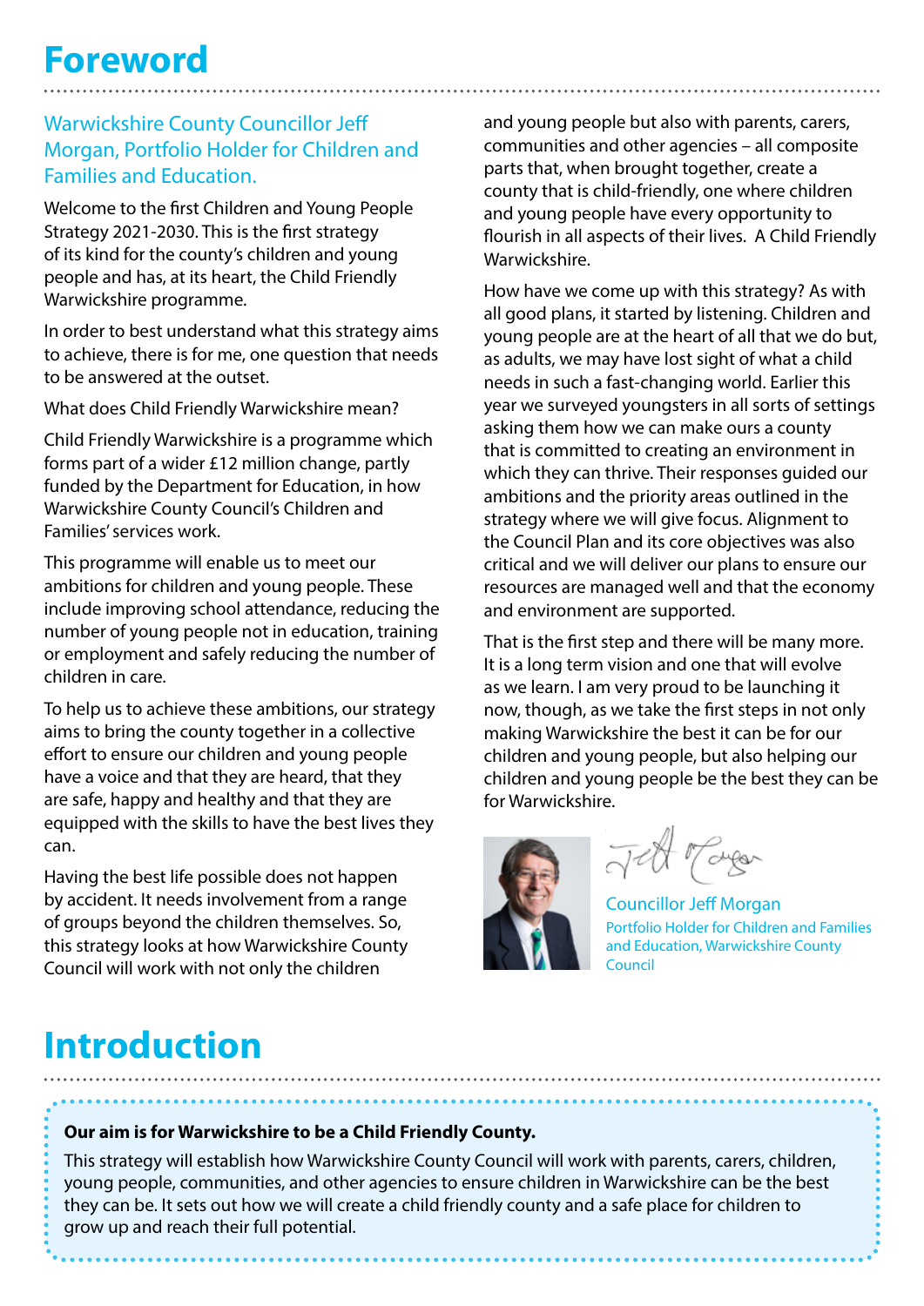# Foreword

### Warwickshire County Councillor Jeff Morgan, Portfolio Holder for Children and Families and Education.

Welcome to the first Children and Young People Strategy 2021-2030. This is the first strategy of its kind for the county's children and young people and has, at its heart, the Child Friendly Warwickshire programme.

In order to best understand what this strategy aims to achieve, there is for me, one question that needs to be answered at the outset.

What does Child Friendly Warwickshire mean?

Child Friendly Warwickshire is a programme which forms part of a wider £12 million change, partly funded by the Department for Education, in how Warwickshire County Council's Children and Families' services work.

This programme will enable us to meet our ambitions for children and young people. These include improving school attendance, reducing the number of young people not in education, training or employment and safely reducing the number of children in care.

To help us to achieve these ambitions, our strategy aims to bring the county together in a collective effort to ensure our children and young people have a voice and that they are heard, that they are safe, happy and healthy and that they are equipped with the skills to have the best lives they can.

Having the best life possible does not happen by accident. It needs involvement from a range of groups beyond the children themselves. So, this strategy looks at how Warwickshire County Council will work with not only the children and young people but also with parents, carers, communities and other agencies – all composite parts that, when brought together, create a county that is child-friendly, one where children and young people have every opportunity to flourish in all aspects of their lives. A Child Friendly Warwickshire.

How have we come up with this strategy? As with all good plans, it started by listening. Children and young people are at the heart of all that we do but, as adults, we may have lost sight of what a child needs in such a fast-changing world. Earlier this year we surveyed youngsters in all sorts of settings asking them how we can make ours a county that is committed to creating an environment in which they can thrive. Their responses guided our ambitions and the priority areas outlined in the strategy where we will give focus. Alignment to the Council Plan and its core objectives was also critical and we will deliver our plans to ensure our resources are managed well and that the economy and environment are supported.

That is the first step and there will be many more. It is a long term vision and one that will evolve as we learn. I am very proud to be launching it now, though, as we take the first steps in not only making Warwickshire the best it can be for our children and young people, but also helping our children and young people be the best they can be for Warwickshire.

Councillor Jeff Morgan
Portfolio Holder for Children and Families and Education, Warwickshire County Council

# Introduction

**Our aim is for Warwickshire to be a Child Friendly County.**

This strategy will establish how Warwickshire County Council will work with parents, carers, children, young people, communities, and other agencies to ensure children in Warwickshire can be the best they can be. It sets out how we will create a child friendly county and a safe place for children to grow up and reach their full potential.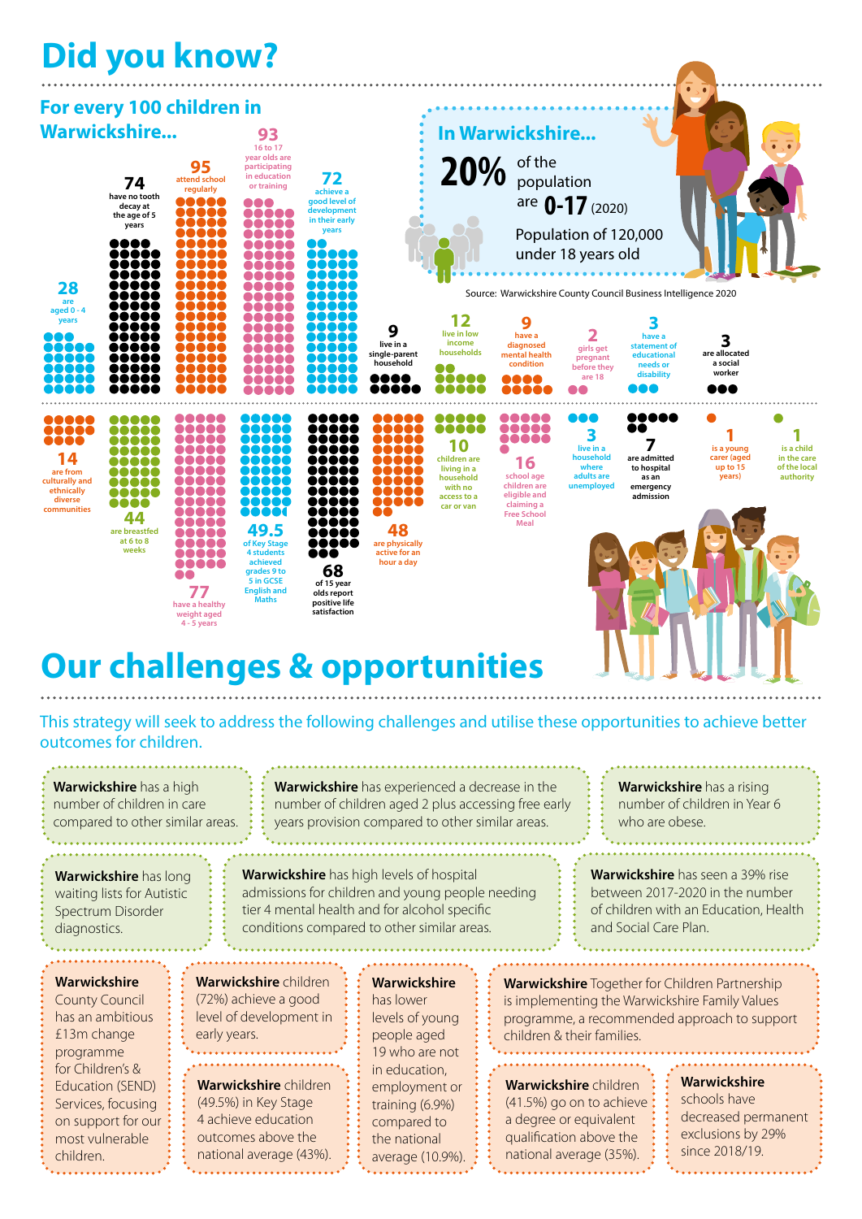# Did you know?

## For every 100 children in Warwickshire...

- **28** are aged 0 - 4 years
- **74** have no tooth decay at the age of 5 years
- **95** attend school regularly
- **93** 16 to 17 year olds are participating in education or training
- **72** achieve a good level of development in their early years
- **9** live in a single-parent household
- **12** live in low income households
- **9** have a diagnosed mental health condition
- **2** girls get pregnant before they are 18
- **3** have a statement of educational needs or disability
- **3** are allocated a social worker
- **14** are from culturally and ethnically diverse communities
- **44** are breastfed at 6 to 8 weeks
- **77** have a healthy weight aged 4 - 5 years
- **49.5** of Key Stage 4 students achieved grades 9 to 5 in GCSE English and Maths
- **68** of 15 year olds report positive life satisfaction
- **48** are physically active for an hour a day
- **10** children are living in a household with no access to a car or van
- **16** school age children are eligible and claiming a Free School Meal
- **3** live in a household where adults are unemployed
- **7** are admitted to hospital as an emergency admission
- **1** is a young carer (aged up to 15 years)
- **1** is a child in the care of the local authority

## In Warwickshire...

**20%** of the population are **0-17** (2020)

Population of 120,000 under 18 years old

Source: Warwickshire County Council Business Intelligence 2020

# Our challenges & opportunities

This strategy will seek to address the following challenges and utilise these opportunities to achieve better outcomes for children.

**Warwickshire** has a high number of children in care compared to other similar areas.

**Warwickshire** has experienced a decrease in the number of children aged 2 plus accessing free early years provision compared to other similar areas.

**Warwickshire** has a rising number of children in Year 6 who are obese.

**Warwickshire** has long waiting lists for Autistic Spectrum Disorder diagnostics.

**Warwickshire** has high levels of hospital admissions for children and young people needing tier 4 mental health and for alcohol specific conditions compared to other similar areas.

**Warwickshire** has seen a 39% rise between 2017-2020 in the number of children with an Education, Health and Social Care Plan.

**Warwickshire** County Council has an ambitious £13m change programme for Children's & Education (SEND) Services, focusing on support for our most vulnerable children.

**Warwickshire** children (72%) achieve a good level of development in early years.

**Warwickshire** children (49.5%) in Key Stage 4 achieve education outcomes above the national average (43%).

**Warwickshire** has lower levels of young people aged 19 who are not in education, employment or training (6.9%) compared to the national average (10.9%).

**Warwickshire** Together for Children Partnership is implementing the Warwickshire Family Values programme, a recommended approach to support children & their families.

**Warwickshire** children (41.5%) go on to achieve a degree or equivalent qualification above the national average (35%).

**Warwickshire** schools have decreased permanent exclusions by 29% since 2018/19.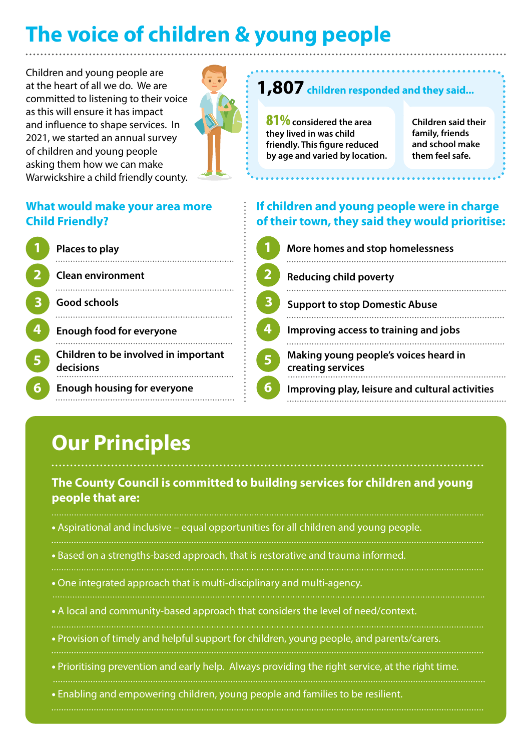# The voice of children & young people

Children and young people are at the heart of all we do. We are committed to listening to their voice as this will ensure it has impact and influence to shape services. In 2021, we started an annual survey of children and young people asking them how we can make Warwickshire a child friendly county.

**1,807 children responded and they said...**

**81%** considered the area they lived in was child friendly. This figure reduced by age and varied by location.

Children said their family, friends and school make them feel safe.

## What would make your area more Child Friendly?

1. Places to play
2. Clean environment
3. Good schools
4. Enough food for everyone
5. Children to be involved in important decisions
6. Enough housing for everyone

## If children and young people were in charge of their town, they said they would prioritise:

1. More homes and stop homelessness
2. Reducing child poverty
3. Support to stop Domestic Abuse
4. Improving access to training and jobs
5. Making young people's voices heard in creating services
6. Improving play, leisure and cultural activities

# Our Principles

**The County Council is committed to building services for children and young people that are:**

- Aspirational and inclusive – equal opportunities for all children and young people.
- Based on a strengths-based approach, that is restorative and trauma informed.
- One integrated approach that is multi-disciplinary and multi-agency.
- A local and community-based approach that considers the level of need/context.
- Provision of timely and helpful support for children, young people, and parents/carers.
- Prioritising prevention and early help. Always providing the right service, at the right time.
- Enabling and empowering children, young people and families to be resilient.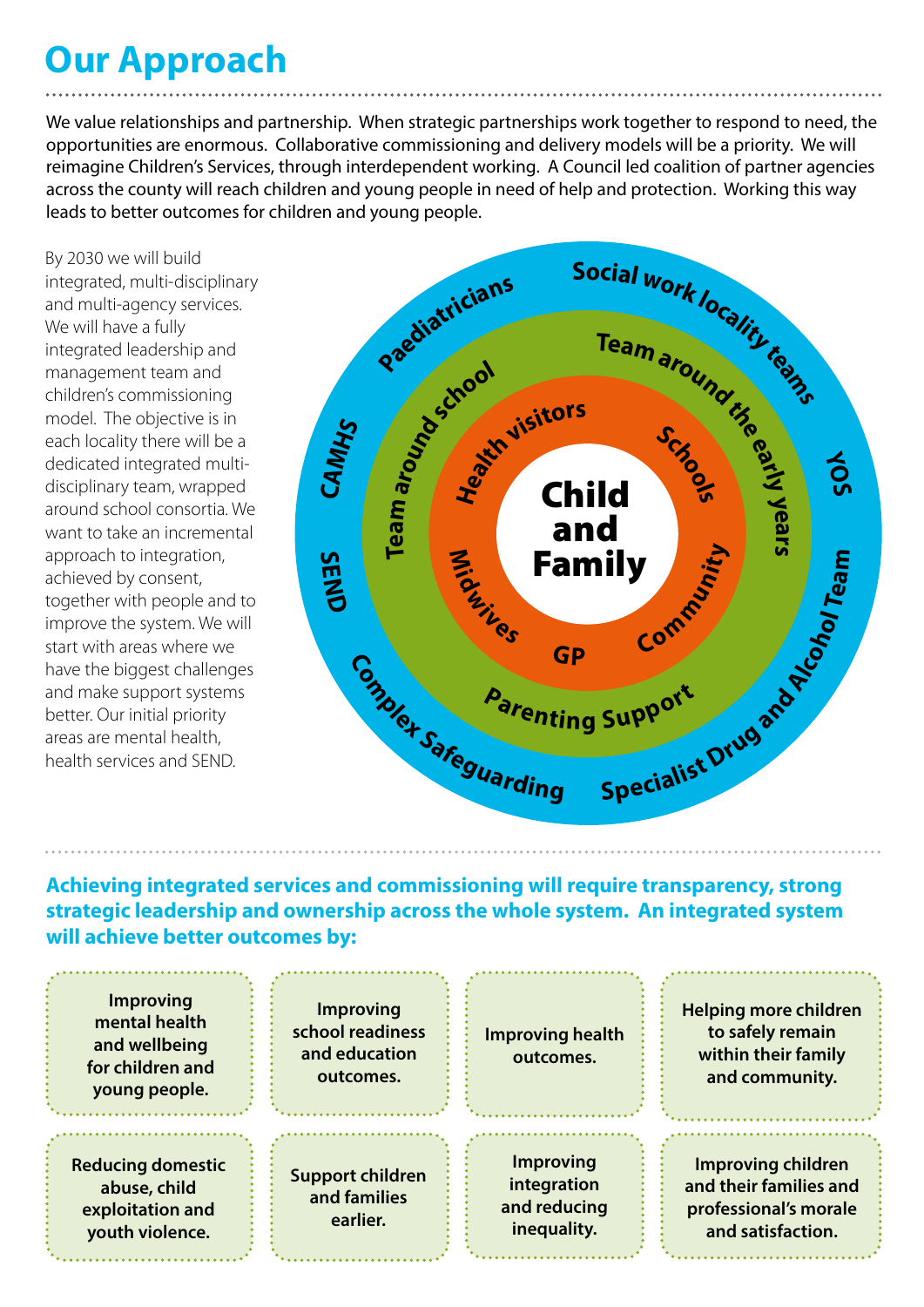# Our Approach

We value relationships and partnership. When strategic partnerships work together to respond to need, the opportunities are enormous. Collaborative commissioning and delivery models will be a priority. We will reimagine Children's Services, through interdependent working. A Council led coalition of partner agencies across the county will reach children and young people in need of help and protection. Working this way leads to better outcomes for children and young people.

By 2030 we will build integrated, multi-disciplinary and multi-agency services. We will have a fully integrated leadership and management team and children's commissioning model. The objective is in each locality there will be a dedicated integrated multi-disciplinary team, wrapped around school consortia. We want to take an incremental approach to integration, achieved by consent, together with people and to improve the system. We will start with areas where we have the biggest challenges and make support systems better. Our initial priority areas are mental health, health services and SEND.

**Child and Family**

- Health visitors
- Schools
- Community
- GP
- Midwives

- Team around school
- Team around the early years
- Parenting Support

- Paediatricians
- Social work locality teams
- YOS
- Specialist Drug and Alcohol Team
- Complex Safeguarding
- SEND
- CAMHS

**Achieving integrated services and commissioning will require transparency, strong strategic leadership and ownership across the whole system. An integrated system will achieve better outcomes by:**

- Improving mental health and wellbeing for children and young people.
- Improving school readiness and education outcomes.
- Improving health outcomes.
- Helping more children to safely remain within their family and community.
- Reducing domestic abuse, child exploitation and youth violence.
- Support children and families earlier.
- Improving integration and reducing inequality.
- Improving children and their families and professional's morale and satisfaction.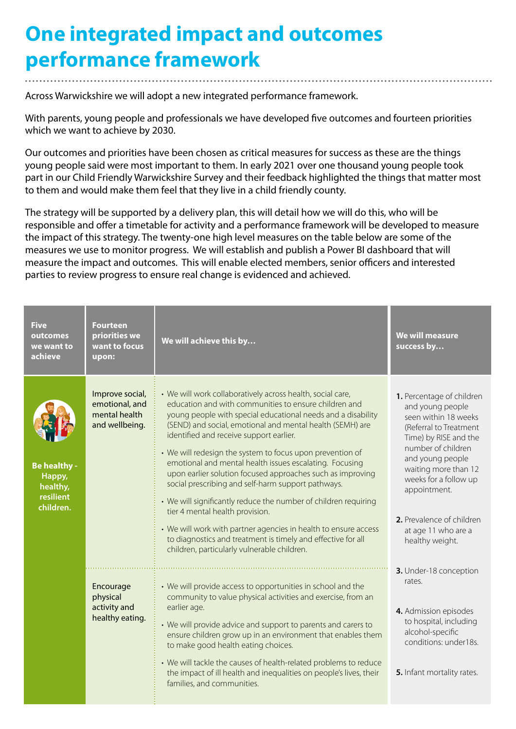# One integrated impact and outcomes performance framework

Across Warwickshire we will adopt a new integrated performance framework.

With parents, young people and professionals we have developed five outcomes and fourteen priorities which we want to achieve by 2030.

Our outcomes and priorities have been chosen as critical measures for success as these are the things young people said were most important to them. In early 2021 over one thousand young people took part in our Child Friendly Warwickshire Survey and their feedback highlighted the things that matter most to them and would make them feel that they live in a child friendly county.

The strategy will be supported by a delivery plan, this will detail how we will do this, who will be responsible and offer a timetable for activity and a performance framework will be developed to measure the impact of this strategy. The twenty-one high level measures on the table below are some of the measures we use to monitor progress. We will establish and publish a Power BI dashboard that will measure the impact and outcomes. This will enable elected members, senior officers and interested parties to review progress to ensure real change is evidenced and achieved.

| Five outcomes we want to achieve | Fourteen priorities we want to focus upon: | We will achieve this by… | We will measure success by… |
|---|---|---|---|
| **Be healthy - Happy, healthy, resilient children.** | Improve social, emotional, and mental health and wellbeing. | • We will work collaboratively across health, social care, education and with communities to ensure children and young people with special educational needs and a disability (SEND) and social, emotional and mental health (SEMH) are identified and receive support earlier.<br>• We will redesign the system to focus upon prevention of emotional and mental health issues escalating. Focusing upon earlier solution focused approaches such as improving social prescribing and self-harm support pathways.<br>• We will significantly reduce the number of children requiring tier 4 mental health provision.<br>• We will work with partner agencies in health to ensure access to diagnostics and treatment is timely and effective for all children, particularly vulnerable children. | **1.** Percentage of children and young people seen within 18 weeks (Referral to Treatment Time) by RISE and the number of children and young people waiting more than 12 weeks for a follow up appointment.<br>**2.** Prevalence of children at age 11 who are a healthy weight.<br>**3.** Under-18 conception rates.<br>**4.** Admission episodes to hospital, including alcohol-specific conditions: under18s.<br>**5.** Infant mortality rates. |
| | Encourage physical activity and healthy eating. | • We will provide access to opportunities in school and the community to value physical activities and exercise, from an earlier age.<br>• We will provide advice and support to parents and carers to ensure children grow up in an environment that enables them to make good health eating choices.<br>• We will tackle the causes of health-related problems to reduce the impact of ill health and inequalities on people's lives, their families, and communities. | |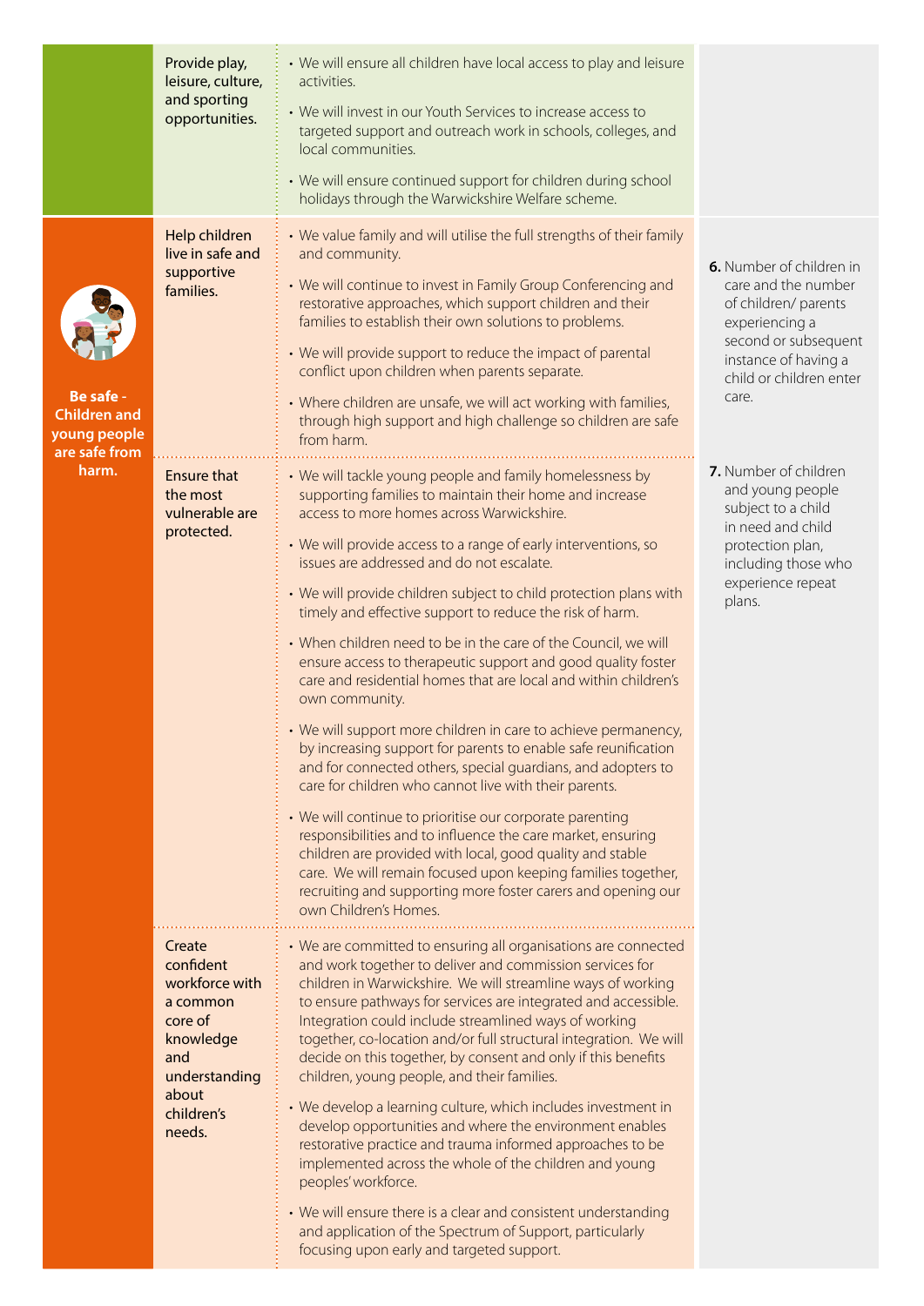| | | | |
|---|---|---|---|
| | Provide play, leisure, culture, and sporting opportunities. | • We will ensure all children have local access to play and leisure activities.<br>• We will invest in our Youth Services to increase access to targeted support and outreach work in schools, colleges, and local communities.<br>• We will ensure continued support for children during school holidays through the Warwickshire Welfare scheme. | |
| **Be safe - Children and young people are safe from harm.** | Help children live in safe and supportive families. | • We value family and will utilise the full strengths of their family and community.<br>• We will continue to invest in Family Group Conferencing and restorative approaches, which support children and their families to establish their own solutions to problems.<br>• We will provide support to reduce the impact of parental conflict upon children when parents separate.<br>• Where children are unsafe, we will act working with families, through high support and high challenge so children are safe from harm. | **6.** Number of children in care and the number of children/ parents experiencing a second or subsequent instance of having a child or children enter care. |
| | Ensure that the most vulnerable are protected. | • We will tackle young people and family homelessness by supporting families to maintain their home and increase access to more homes across Warwickshire.<br>• We will provide access to a range of early interventions, so issues are addressed and do not escalate.<br>• We will provide children subject to child protection plans with timely and effective support to reduce the risk of harm.<br>• When children need to be in the care of the Council, we will ensure access to therapeutic support and good quality foster care and residential homes that are local and within children's own community.<br>• We will support more children in care to achieve permanency, by increasing support for parents to enable safe reunification and for connected others, special guardians, and adopters to care for children who cannot live with their parents.<br>• We will continue to prioritise our corporate parenting responsibilities and to influence the care market, ensuring children are provided with local, good quality and stable care. We will remain focused upon keeping families together, recruiting and supporting more foster carers and opening our own Children's Homes. | **7.** Number of children and young people subject to a child in need and child protection plan, including those who experience repeat plans. |
| | Create confident workforce with a common core of knowledge and understanding about children's needs. | • We are committed to ensuring all organisations are connected and work together to deliver and commission services for children in Warwickshire. We will streamline ways of working to ensure pathways for services are integrated and accessible. Integration could include streamlined ways of working together, co-location and/or full structural integration. We will decide on this together, by consent and only if this benefits children, young people, and their families.<br>• We develop a learning culture, which includes investment in develop opportunities and where the environment enables restorative practice and trauma informed approaches to be implemented across the whole of the children and young peoples' workforce.<br>• We will ensure there is a clear and consistent understanding and application of the Spectrum of Support, particularly focusing upon early and targeted support. | |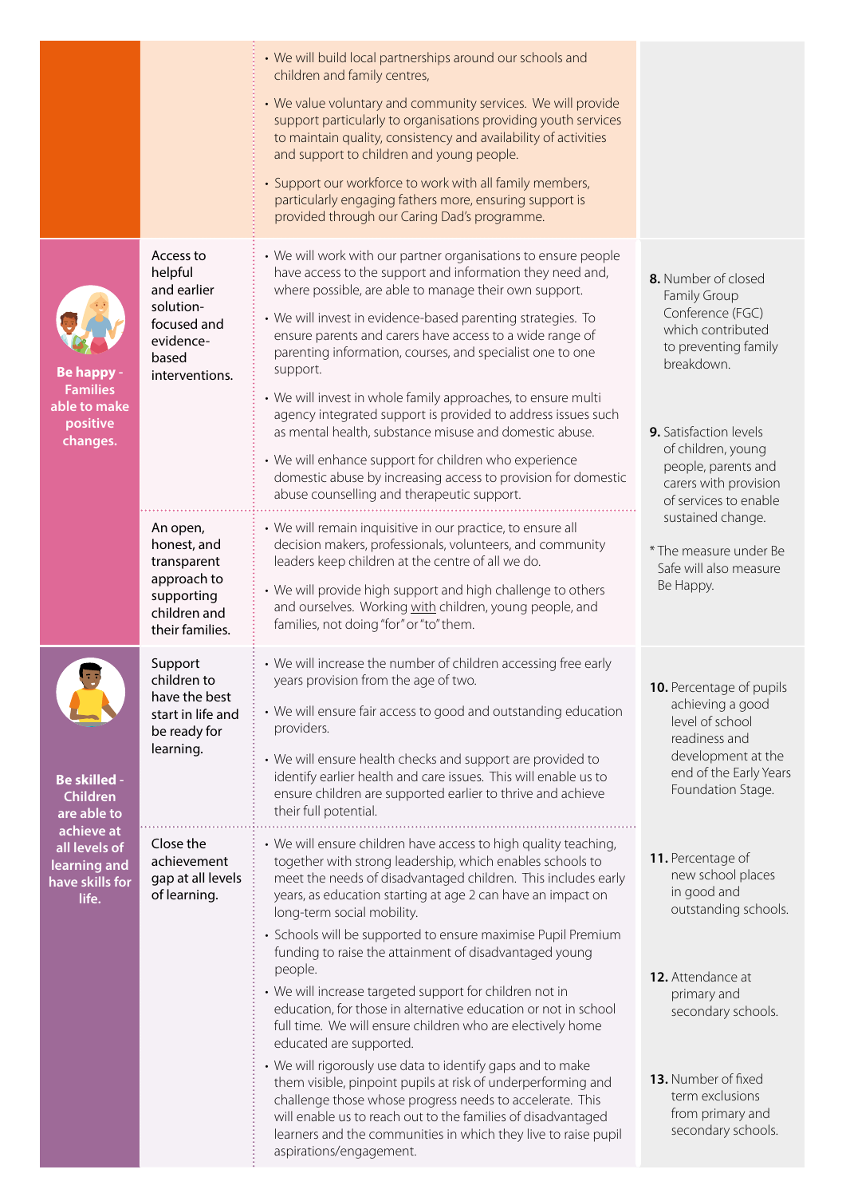| | | | |
|---|---|---|---|
| | | • We will build local partnerships around our schools and children and family centres,<br>• We value voluntary and community services. We will provide support particularly to organisations providing youth services to maintain quality, consistency and availability of activities and support to children and young people.<br>• Support our workforce to work with all family members, particularly engaging fathers more, ensuring support is provided through our Caring Dad's programme. | |
| **Be happy - Families able to make positive changes.** | Access to helpful and earlier solution-focused and evidence-based interventions. | • We will work with our partner organisations to ensure people have access to the support and information they need and, where possible, are able to manage their own support.<br>• We will invest in evidence-based parenting strategies. To ensure parents and carers have access to a wide range of parenting information, courses, and specialist one to one support.<br>• We will invest in whole family approaches, to ensure multi agency integrated support is provided to address issues such as mental health, substance misuse and domestic abuse.<br>• We will enhance support for children who experience domestic abuse by increasing access to provision for domestic abuse counselling and therapeutic support. | **8.** Number of closed Family Group Conference (FGC) which contributed to preventing family breakdown.<br><br>**9.** Satisfaction levels of children, young people, parents and carers with provision of services to enable sustained change.<br><br>* The measure under Be Safe will also measure Be Happy. |
| | An open, honest, and transparent approach to supporting children and their families. | • We will remain inquisitive in our practice, to ensure all decision makers, professionals, volunteers, and community leaders keep children at the centre of all we do.<br>• We will provide high support and high challenge to others and ourselves. Working with children, young people, and families, not doing "for" or "to" them. | |
| **Be skilled - Children are able to achieve at all levels of learning and have skills for life.** | Support children to have the best start in life and be ready for learning. | • We will increase the number of children accessing free early years provision from the age of two.<br>• We will ensure fair access to good and outstanding education providers.<br>• We will ensure health checks and support are provided to identify earlier health and care issues. This will enable us to ensure children are supported earlier to thrive and achieve their full potential. | **10.** Percentage of pupils achieving a good level of school readiness and development at the end of the Early Years Foundation Stage. |
| | Close the achievement gap at all levels of learning. | • We will ensure children have access to high quality teaching, together with strong leadership, which enables schools to meet the needs of disadvantaged children. This includes early years, as education starting at age 2 can have an impact on long-term social mobility.<br>• Schools will be supported to ensure maximise Pupil Premium funding to raise the attainment of disadvantaged young people.<br>• We will increase targeted support for children not in education, for those in alternative education or not in school full time. We will ensure children who are electively home educated are supported.<br>• We will rigorously use data to identify gaps and to make them visible, pinpoint pupils at risk of underperforming and challenge those whose progress needs to accelerate. This will enable us to reach out to the families of disadvantaged learners and the communities in which they live to raise pupil aspirations/engagement. | **11.** Percentage of new school places in good and outstanding schools.<br><br>**12.** Attendance at primary and secondary schools.<br><br>**13.** Number of fixed term exclusions from primary and secondary schools. |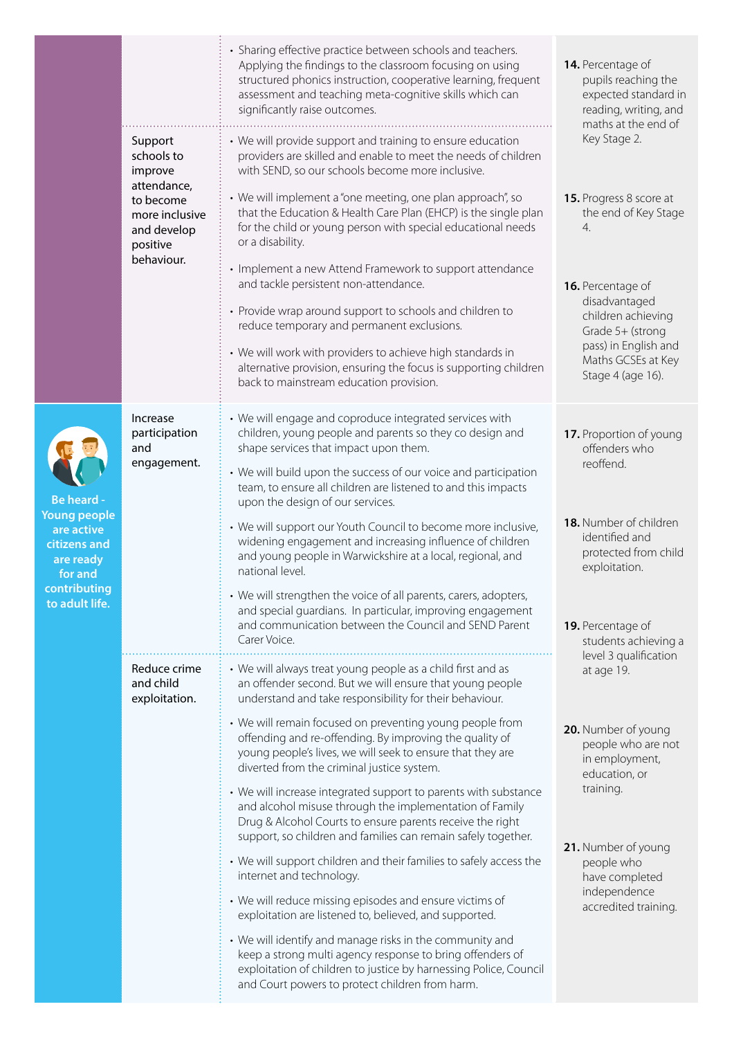| Priority | Objective | Actions | Measures |
|---|---|---|---|
| | | • Sharing effective practice between schools and teachers. Applying the findings to the classroom focusing on using structured phonics instruction, cooperative learning, frequent assessment and teaching meta-cognitive skills which can significantly raise outcomes. | **14.** Percentage of pupils reaching the expected standard in reading, writing, and maths at the end of Key Stage 2.<br><br>**15.** Progress 8 score at the end of Key Stage 4.<br><br>**16.** Percentage of disadvantaged children achieving Grade 5+ (strong pass) in English and Maths GCSEs at Key Stage 4 (age 16). |
| | Support schools to improve attendance, to become more inclusive and develop positive behaviour. | • We will provide support and training to ensure education providers are skilled and enable to meet the needs of children with SEND, so our schools become more inclusive.<br>• We will implement a "one meeting, one plan approach", so that the Education & Health Care Plan (EHCP) is the single plan for the child or young person with special educational needs or a disability.<br>• Implement a new Attend Framework to support attendance and tackle persistent non-attendance.<br>• Provide wrap around support to schools and children to reduce temporary and permanent exclusions.<br>• We will work with providers to achieve high standards in alternative provision, ensuring the focus is supporting children back to mainstream education provision. | |
| **Be heard - Young people are active citizens and are ready for and contributing to adult life.** | Increase participation and engagement. | • We will engage and coproduce integrated services with children, young people and parents so they co design and shape services that impact upon them.<br>• We will build upon the success of our voice and participation team, to ensure all children are listened to and this impacts upon the design of our services.<br>• We will support our Youth Council to become more inclusive, widening engagement and increasing influence of children and young people in Warwickshire at a local, regional, and national level.<br>• We will strengthen the voice of all parents, carers, adopters, and special guardians. In particular, improving engagement and communication between the Council and SEND Parent Carer Voice. | **17.** Proportion of young offenders who reoffend.<br><br>**18.** Number of children identified and protected from child exploitation.<br><br>**19.** Percentage of students achieving a level 3 qualification at age 19.<br><br>**20.** Number of young people who are not in employment, education, or training.<br><br>**21.** Number of young people who have completed independence accredited training. |
| | Reduce crime and child exploitation. | • We will always treat young people as a child first and as an offender second. But we will ensure that young people understand and take responsibility for their behaviour.<br>• We will remain focused on preventing young people from offending and re-offending. By improving the quality of young people's lives, we will seek to ensure that they are diverted from the criminal justice system.<br>• We will increase integrated support to parents with substance and alcohol misuse through the implementation of Family Drug & Alcohol Courts to ensure parents receive the right support, so children and families can remain safely together.<br>• We will support children and their families to safely access the internet and technology.<br>• We will reduce missing episodes and ensure victims of exploitation are listened to, believed, and supported.<br>• We will identify and manage risks in the community and keep a strong multi agency response to bring offenders of exploitation of children to justice by harnessing Police, Council and Court powers to protect children from harm. | |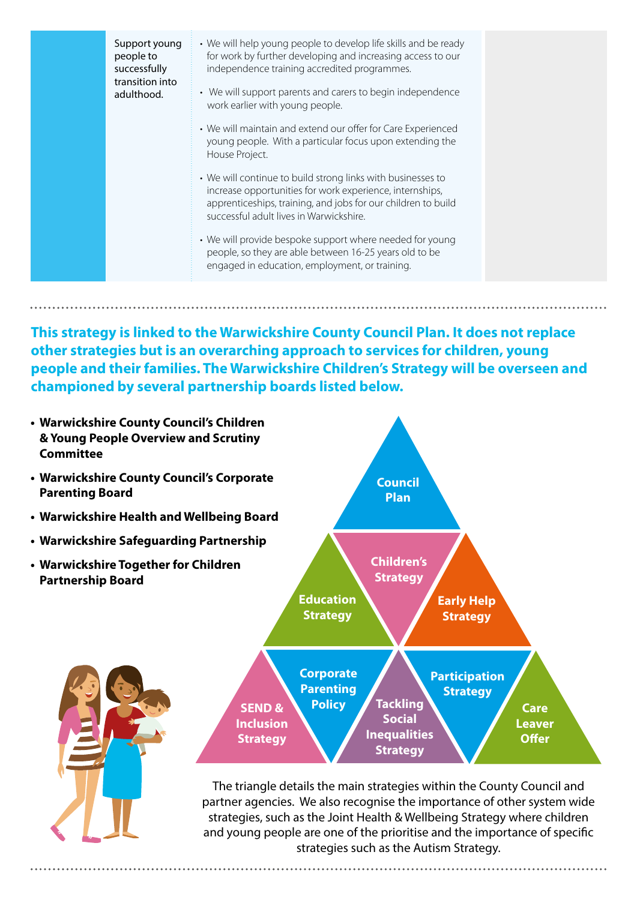| | | |
|---|---|---|
| Support young people to successfully transition into adulthood. | • We will help young people to develop life skills and be ready for work by further developing and increasing access to our independence training accredited programmes.<br>• We will support parents and carers to begin independence work earlier with young people.<br>• We will maintain and extend our offer for Care Experienced young people. With a particular focus upon extending the House Project.<br>• We will continue to build strong links with businesses to increase opportunities for work experience, internships, apprenticeships, training, and jobs for our children to build successful adult lives in Warwickshire.<br>• We will provide bespoke support where needed for young people, so they are able between 16-25 years old to be engaged in education, employment, or training. | |

**This strategy is linked to the Warwickshire County Council Plan. It does not replace other strategies but is an overarching approach to services for children, young people and their families. The Warwickshire Children's Strategy will be overseen and championed by several partnership boards listed below.**

- **Warwickshire County Council's Children & Young People Overview and Scrutiny Committee**
- **Warwickshire County Council's Corporate Parenting Board**
- **Warwickshire Health and Wellbeing Board**
- **Warwickshire Safeguarding Partnership**
- **Warwickshire Together for Children Partnership Board**

Council Plan

Children's Strategy

Education Strategy

Early Help Strategy

SEND & Inclusion Strategy

Corporate Parenting Policy

Tackling Social Inequalities Strategy

Participation Strategy

Care Leaver Offer

The triangle details the main strategies within the County Council and partner agencies. We also recognise the importance of other system wide strategies, such as the Joint Health & Wellbeing Strategy where children and young people are one of the prioritise and the importance of specific strategies such as the Autism Strategy.